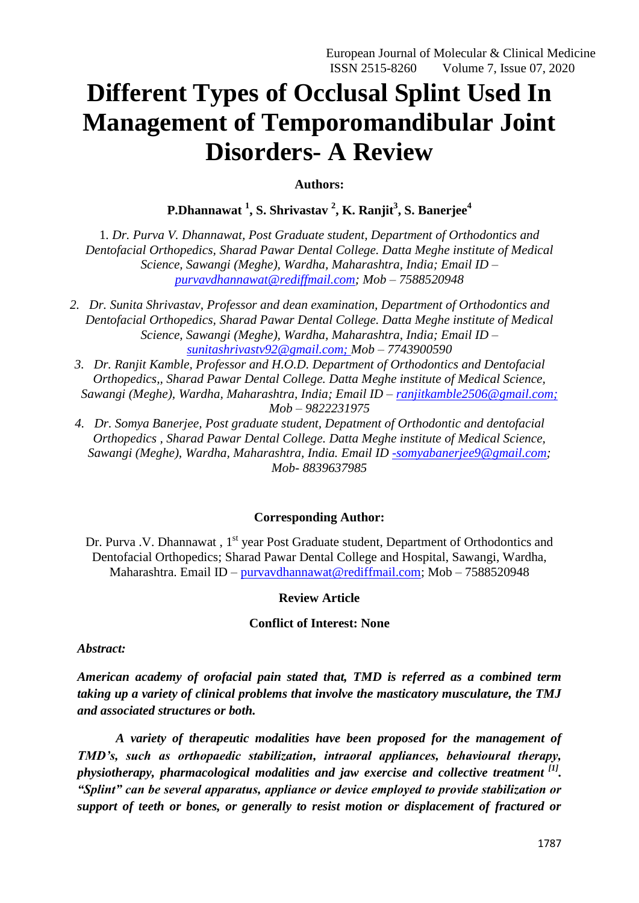# Different Types of Occlusal Splint Used In Management of Temporomandibular Joint Disorders- A Review

**Authors:**

**P.Dhannawat [1], S. Shrivastav [2], K. Ranjit[3], S. Banerjee[4]**

1. *Dr. Purva V. Dhannawat, Post Graduate student, Department of Orthodontics and Dentofacial Orthopedics, Sharad Pawar Dental College. Datta Meghe institute of Medical Science, Sawangi (Meghe), Wardha, Maharashtra, India; Email ID – purvavdhannawat@rediffmail.com; Mob – 7588520948*

2. *Dr. Sunita Shrivastav, Professor and dean examination, Department of Orthodontics and Dentofacial Orthopedics, Sharad Pawar Dental College. Datta Meghe institute of Medical Science, Sawangi (Meghe), Wardha, Maharashtra, India; Email ID – sunitashrivastv92@gmail.com; Mob – 7743900590*

3. *Dr. Ranjit Kamble, Professor and H.O.D. Department of Orthodontics and Dentofacial Orthopedics,, Sharad Pawar Dental College. Datta Meghe institute of Medical Science, Sawangi (Meghe), Wardha, Maharashtra, India; Email ID – ranjitkamble2506@gmail.com; Mob – 9822231975*

4. *Dr. Somya Banerjee, Post graduate student, Depatment of Orthodontic and dentofacial Orthopedics , Sharad Pawar Dental College. Datta Meghe institute of Medical Science, Sawangi (Meghe), Wardha, Maharashtra, India. Email ID -somyabanerjee9@gmail.com; Mob- 8839637985*

**Corresponding Author:**

Dr. Purva .V. Dhannawat , 1st year Post Graduate student, Department of Orthodontics and Dentofacial Orthopedics; Sharad Pawar Dental College and Hospital, Sawangi, Wardha, Maharashtra. Email ID – purvavdhannawat@rediffmail.com; Mob – 7588520948

**Review Article**

**Conflict of Interest: None**

***Abstract:***

***American academy of orofacial pain stated that, TMD is referred as a combined term taking up a variety of clinical problems that involve the masticatory musculature, the TMJ and associated structures or both.***

***A variety of therapeutic modalities have been proposed for the management of TMD's, such as orthopaedic stabilization, intraoral appliances, behavioural therapy, physiotherapy, pharmacological modalities and jaw exercise and collective treatment [1]. "Splint" can be several apparatus, appliance or device employed to provide stabilization or support of teeth or bones, or generally to resist motion or displacement of fractured or***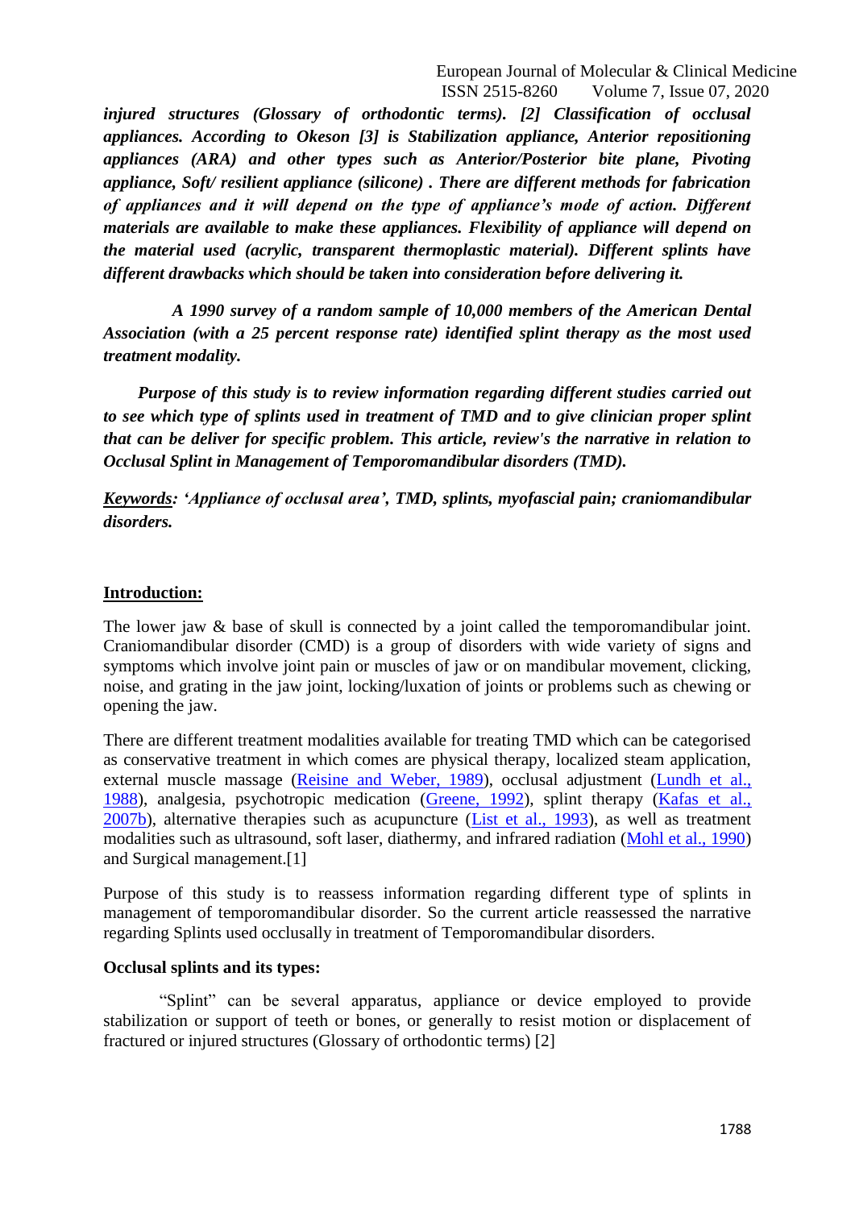***injured structures (Glossary of orthodontic terms). [2] Classification of occlusal appliances. According to Okeson [3] is Stabilization appliance, Anterior repositioning appliances (ARA) and other types such as Anterior/Posterior bite plane, Pivoting appliance, Soft/ resilient appliance (silicone) . There are different methods for fabrication of appliances and it will depend on the type of appliance's mode of action. Different materials are available to make these appliances. Flexibility of appliance will depend on the material used (acrylic, transparent thermoplastic material). Different splints have different drawbacks which should be taken into consideration before delivering it.***

***A 1990 survey of a random sample of 10,000 members of the American Dental Association (with a 25 percent response rate) identified splint therapy as the most used treatment modality.***

***Purpose of this study is to review information regarding different studies carried out to see which type of splints used in treatment of TMD and to give clinician proper splint that can be deliver for specific problem. This article, review's the narrative in relation to Occlusal Splint in Management of Temporomandibular disorders (TMD).***

***Keywords: 'Appliance of occlusal area', TMD, splints, myofascial pain; craniomandibular disorders.***

## Introduction:

The lower jaw & base of skull is connected by a joint called the temporomandibular joint. Craniomandibular disorder (CMD) is a group of disorders with wide variety of signs and symptoms which involve joint pain or muscles of jaw or on mandibular movement, clicking, noise, and grating in the jaw joint, locking/luxation of joints or problems such as chewing or opening the jaw.

There are different treatment modalities available for treating TMD which can be categorised as conservative treatment in which comes are physical therapy, localized steam application, external muscle massage (Reisine and Weber, 1989), occlusal adjustment (Lundh et al., 1988), analgesia, psychotropic medication (Greene, 1992), splint therapy (Kafas et al., 2007b), alternative therapies such as acupuncture (List et al., 1993), as well as treatment modalities such as ultrasound, soft laser, diathermy, and infrared radiation (Mohl et al., 1990) and Surgical management.[1]

Purpose of this study is to reassess information regarding different type of splints in management of temporomandibular disorder. So the current article reassessed the narrative regarding Splints used occlusally in treatment of Temporomandibular disorders.

### Occlusal splints and its types:

"Splint" can be several apparatus, appliance or device employed to provide stabilization or support of teeth or bones, or generally to resist motion or displacement of fractured or injured structures (Glossary of orthodontic terms) [2]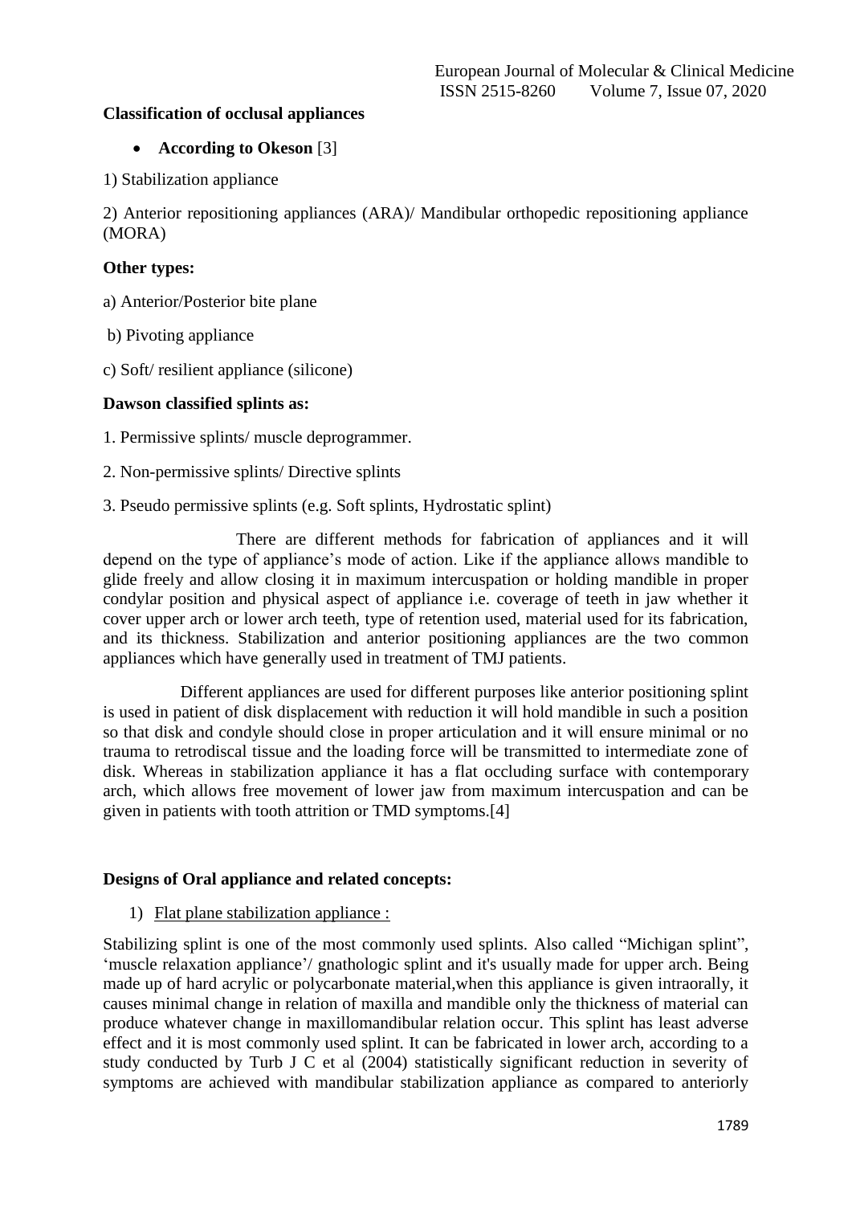**Classification of occlusal appliances**

- **According to Okeson** [3]

1) Stabilization appliance

2) Anterior repositioning appliances (ARA)/ Mandibular orthopedic repositioning appliance (MORA)

**Other types:**

a) Anterior/Posterior bite plane

b) Pivoting appliance

c) Soft/ resilient appliance (silicone)

**Dawson classified splints as:**

1. Permissive splints/ muscle deprogrammer.

2. Non-permissive splints/ Directive splints

3. Pseudo permissive splints (e.g. Soft splints, Hydrostatic splint)

There are different methods for fabrication of appliances and it will depend on the type of appliance's mode of action. Like if the appliance allows mandible to glide freely and allow closing it in maximum intercuspation or holding mandible in proper condylar position and physical aspect of appliance i.e. coverage of teeth in jaw whether it cover upper arch or lower arch teeth, type of retention used, material used for its fabrication, and its thickness. Stabilization and anterior positioning appliances are the two common appliances which have generally used in treatment of TMJ patients.

Different appliances are used for different purposes like anterior positioning splint is used in patient of disk displacement with reduction it will hold mandible in such a position so that disk and condyle should close in proper articulation and it will ensure minimal or no trauma to retrodiscal tissue and the loading force will be transmitted to intermediate zone of disk. Whereas in stabilization appliance it has a flat occluding surface with contemporary arch, which allows free movement of lower jaw from maximum intercuspation and can be given in patients with tooth attrition or TMD symptoms.[4]

**Designs of Oral appliance and related concepts:**

1) Flat plane stabilization appliance :

Stabilizing splint is one of the most commonly used splints. Also called "Michigan splint", 'muscle relaxation appliance'/ gnathologic splint and it's usually made for upper arch. Being made up of hard acrylic or polycarbonate material,when this appliance is given intraorally, it causes minimal change in relation of maxilla and mandible only the thickness of material can produce whatever change in maxillomandibular relation occur. This splint has least adverse effect and it is most commonly used splint. It can be fabricated in lower arch, according to a study conducted by Turb J C et al (2004) statistically significant reduction in severity of symptoms are achieved with mandibular stabilization appliance as compared to anteriorly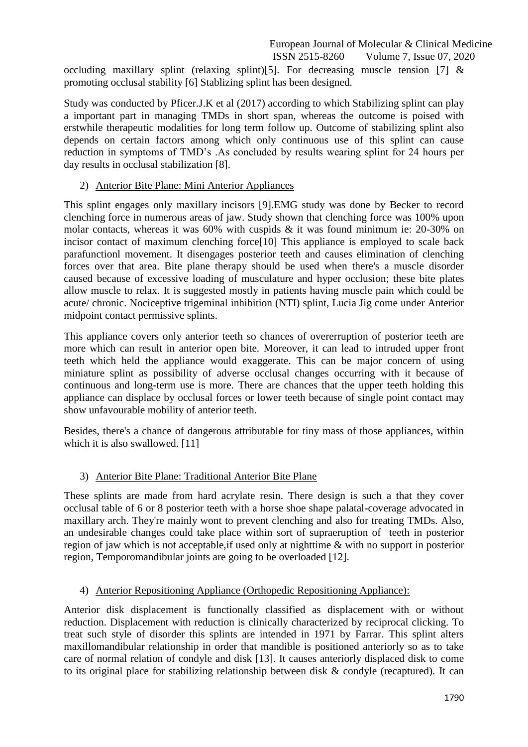occluding maxillary splint (relaxing splint)[5]. For decreasing muscle tension [7] & promoting occlusal stability [6] Stablizing splint has been designed.

Study was conducted by Pficer.J.K et al (2017) according to which Stabilizing splint can play a important part in managing TMDs in short span, whereas the outcome is poised with erstwhile therapeutic modalities for long term follow up. Outcome of stabilizing splint also depends on certain factors among which only continuous use of this splint can cause reduction in symptoms of TMD's .As concluded by results wearing splint for 24 hours per day results in occlusal stabilization [8].

2) <u>Anterior Bite Plane: Mini Anterior Appliances</u>

This splint engages only maxillary incisors [9].EMG study was done by Becker to record clenching force in numerous areas of jaw. Study shown that clenching force was 100% upon molar contacts, whereas it was 60% with cuspids & it was found minimum ie: 20-30% on incisor contact of maximum clenching force[10] This appliance is employed to scale back parafunctionl movement. It disengages posterior teeth and causes elimination of clenching forces over that area. Bite plane therapy should be used when there's a muscle disorder caused because of excessive loading of musculature and hyper occlusion; these bite plates allow muscle to relax. It is suggested mostly in patients having muscle pain which could be acute/ chronic. Nociceptive trigeminal inhibition (NTI) splint, Lucia Jig come under Anterior midpoint contact permissive splints.

This appliance covers only anterior teeth so chances of overerruption of posterior teeth are more which can result in anterior open bite. Moreover, it can lead to intruded upper front teeth which held the appliance would exaggerate. This can be major concern of using miniature splint as possibility of adverse occlusal changes occurring with it because of continuous and long-term use is more. There are chances that the upper teeth holding this appliance can displace by occlusal forces or lower teeth because of single point contact may show unfavourable mobility of anterior teeth.

Besides, there's a chance of dangerous attributable for tiny mass of those appliances, within which it is also swallowed. [11]

3) <u>Anterior Bite Plane: Traditional Anterior Bite Plane</u>

These splints are made from hard acrylate resin. There design is such a that they cover occlusal table of 6 or 8 posterior teeth with a horse shoe shape palatal-coverage advocated in maxillary arch. They're mainly wont to prevent clenching and also for treating TMDs. Also, an undesirable changes could take place within sort of supraeruption of teeth in posterior region of jaw which is not acceptable,if used only at nighttime & with no support in posterior region, Temporomandibular joints are going to be overloaded [12].

4) <u>Anterior Repositioning Appliance (Orthopedic Repositioning Appliance):</u>

Anterior disk displacement is functionally classified as displacement with or without reduction. Displacement with reduction is clinically characterized by reciprocal clicking. To treat such style of disorder this splints are intended in 1971 by Farrar. This splint alters maxillomandibular relationship in order that mandible is positioned anteriorly so as to take care of normal relation of condyle and disk [13]. It causes anteriorly displaced disk to come to its original place for stabilizing relationship between disk & condyle (recaptured). It can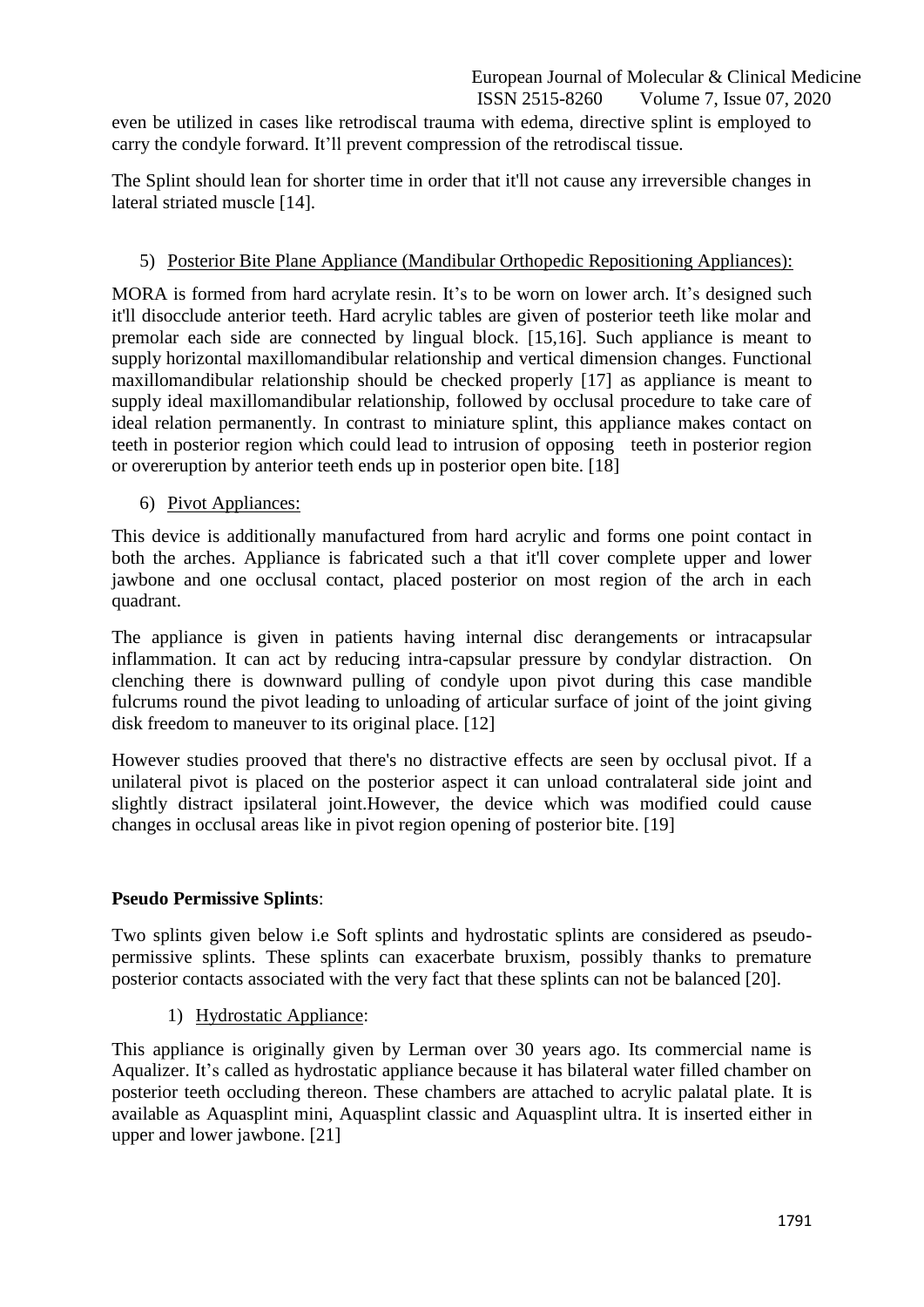even be utilized in cases like retrodiscal trauma with edema, directive splint is employed to carry the condyle forward. It'll prevent compression of the retrodiscal tissue.

The Splint should lean for shorter time in order that it'll not cause any irreversible changes in lateral striated muscle [14].

5) <u>Posterior Bite Plane Appliance (Mandibular Orthopedic Repositioning Appliances):</u>

MORA is formed from hard acrylate resin. It's to be worn on lower arch. It's designed such it'll disocclude anterior teeth. Hard acrylic tables are given of posterior teeth like molar and premolar each side are connected by lingual block. [15,16]. Such appliance is meant to supply horizontal maxillomandibular relationship and vertical dimension changes. Functional maxillomandibular relationship should be checked properly [17] as appliance is meant to supply ideal maxillomandibular relationship, followed by occlusal procedure to take care of ideal relation permanently. In contrast to miniature splint, this appliance makes contact on teeth in posterior region which could lead to intrusion of opposing teeth in posterior region or overeruption by anterior teeth ends up in posterior open bite. [18]

6) <u>Pivot Appliances:</u>

This device is additionally manufactured from hard acrylic and forms one point contact in both the arches. Appliance is fabricated such a that it'll cover complete upper and lower jawbone and one occlusal contact, placed posterior on most region of the arch in each quadrant.

The appliance is given in patients having internal disc derangements or intracapsular inflammation. It can act by reducing intra-capsular pressure by condylar distraction. On clenching there is downward pulling of condyle upon pivot during this case mandible fulcrums round the pivot leading to unloading of articular surface of joint of the joint giving disk freedom to maneuver to its original place. [12]

However studies prooved that there's no distractive effects are seen by occlusal pivot. If a unilateral pivot is placed on the posterior aspect it can unload contralateral side joint and slightly distract ipsilateral joint.However, the device which was modified could cause changes in occlusal areas like in pivot region opening of posterior bite. [19]

**Pseudo Permissive Splints**:

Two splints given below i.e Soft splints and hydrostatic splints are considered as pseudo-permissive splints. These splints can exacerbate bruxism, possibly thanks to premature posterior contacts associated with the very fact that these splints can not be balanced [20].

1) <u>Hydrostatic Appliance</u>:

This appliance is originally given by Lerman over 30 years ago. Its commercial name is Aqualizer. It's called as hydrostatic appliance because it has bilateral water filled chamber on posterior teeth occluding thereon. These chambers are attached to acrylic palatal plate. It is available as Aquasplint mini, Aquasplint classic and Aquasplint ultra. It is inserted either in upper and lower jawbone. [21]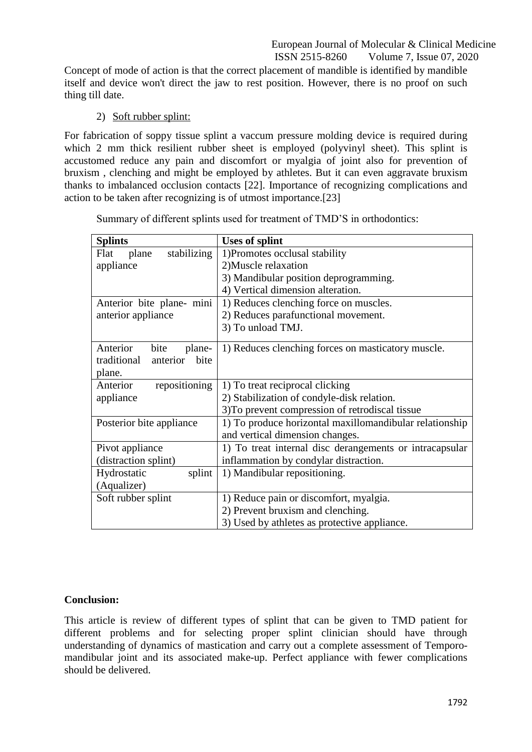Concept of mode of action is that the correct placement of mandible is identified by mandible itself and device won't direct the jaw to rest position. However, there is no proof on such thing till date.

2) Soft rubber splint:

For fabrication of soppy tissue splint a vaccum pressure molding device is required during which 2 mm thick resilient rubber sheet is employed (polyvinyl sheet). This splint is accustomed reduce any pain and discomfort or myalgia of joint also for prevention of bruxism , clenching and might be employed by athletes. But it can even aggravate bruxism thanks to imbalanced occlusion contacts [22]. Importance of recognizing complications and action to be taken after recognizing is of utmost importance.[23]

Summary of different splints used for treatment of TMD'S in orthodontics:

| Splints | Uses of splint |
|---|---|
| Flat plane stabilizing appliance | 1)Promotes occlusal stability<br>2)Muscle relaxation<br>3) Mandibular position deprogramming.<br>4) Vertical dimension alteration. |
| Anterior bite plane- mini anterior appliance | 1) Reduces clenching force on muscles.<br>2) Reduces parafunctional movement.<br>3) To unload TMJ. |
| Anterior bite plane-traditional anterior bite plane. | 1) Reduces clenching forces on masticatory muscle. |
| Anterior repositioning appliance | 1) To treat reciprocal clicking<br>2) Stabilization of condyle-disk relation.<br>3)To prevent compression of retrodiscal tissue |
| Posterior bite appliance | 1) To produce horizontal maxillomandibular relationship and vertical dimension changes. |
| Pivot appliance (distraction splint) | 1) To treat internal disc derangements or intracapsular inflammation by condylar distraction. |
| Hydrostatic splint (Aqualizer) | 1) Mandibular repositioning. |
| Soft rubber splint | 1) Reduce pain or discomfort, myalgia.<br>2) Prevent bruxism and clenching.<br>3) Used by athletes as protective appliance. |

**Conclusion:**

This article is review of different types of splint that can be given to TMD patient for different problems and for selecting proper splint clinician should have through understanding of dynamics of mastication and carry out a complete assessment of Temporo-mandibular joint and its associated make-up. Perfect appliance with fewer complications should be delivered.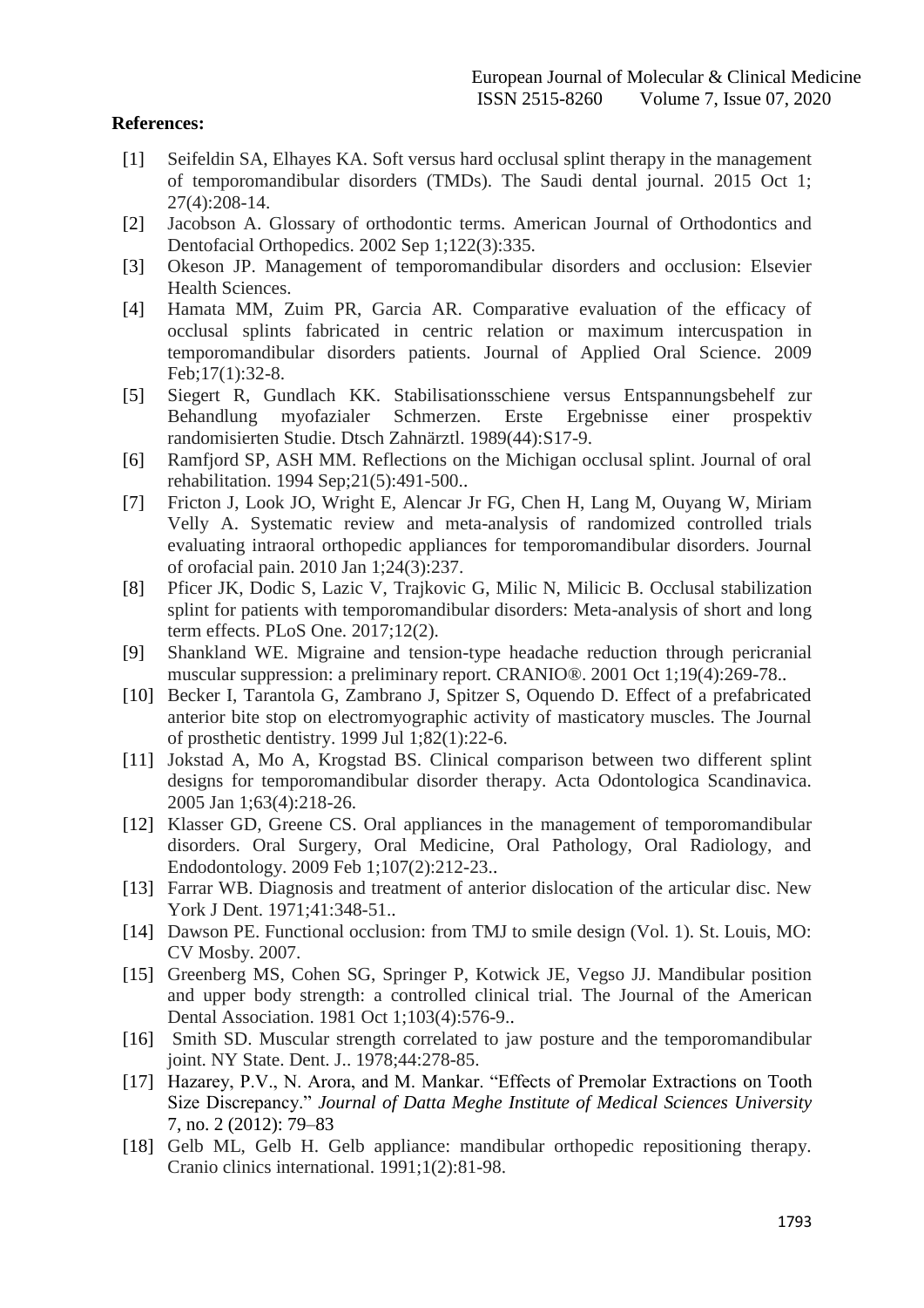**References:**

- [1] Seifeldin SA, Elhayes KA. Soft versus hard occlusal splint therapy in the management of temporomandibular disorders (TMDs). The Saudi dental journal. 2015 Oct 1; 27(4):208-14.
- [2] Jacobson A. Glossary of orthodontic terms. American Journal of Orthodontics and Dentofacial Orthopedics. 2002 Sep 1;122(3):335.
- [3] Okeson JP. Management of temporomandibular disorders and occlusion: Elsevier Health Sciences.
- [4] Hamata MM, Zuim PR, Garcia AR. Comparative evaluation of the efficacy of occlusal splints fabricated in centric relation or maximum intercuspation in temporomandibular disorders patients. Journal of Applied Oral Science. 2009 Feb;17(1):32-8.
- [5] Siegert R, Gundlach KK. Stabilisationsschiene versus Entspannungsbehelf zur Behandlung myofazialer Schmerzen. Erste Ergebnisse einer prospektiv randomisierten Studie. Dtsch Zahnärztl. 1989(44):S17-9.
- [6] Ramfjord SP, ASH MM. Reflections on the Michigan occlusal splint. Journal of oral rehabilitation. 1994 Sep;21(5):491-500..
- [7] Fricton J, Look JO, Wright E, Alencar Jr FG, Chen H, Lang M, Ouyang W, Miriam Velly A. Systematic review and meta-analysis of randomized controlled trials evaluating intraoral orthopedic appliances for temporomandibular disorders. Journal of orofacial pain. 2010 Jan 1;24(3):237.
- [8] Pficer JK, Dodic S, Lazic V, Trajkovic G, Milic N, Milicic B. Occlusal stabilization splint for patients with temporomandibular disorders: Meta-analysis of short and long term effects. PLoS One. 2017;12(2).
- [9] Shankland WE. Migraine and tension-type headache reduction through pericranial muscular suppression: a preliminary report. CRANIO®. 2001 Oct 1;19(4):269-78..
- [10] Becker I, Tarantola G, Zambrano J, Spitzer S, Oquendo D. Effect of a prefabricated anterior bite stop on electromyographic activity of masticatory muscles. The Journal of prosthetic dentistry. 1999 Jul 1;82(1):22-6.
- [11] Jokstad A, Mo A, Krogstad BS. Clinical comparison between two different splint designs for temporomandibular disorder therapy. Acta Odontologica Scandinavica. 2005 Jan 1;63(4):218-26.
- [12] Klasser GD, Greene CS. Oral appliances in the management of temporomandibular disorders. Oral Surgery, Oral Medicine, Oral Pathology, Oral Radiology, and Endodontology. 2009 Feb 1;107(2):212-23..
- [13] Farrar WB. Diagnosis and treatment of anterior dislocation of the articular disc. New York J Dent. 1971;41:348-51..
- [14] Dawson PE. Functional occlusion: from TMJ to smile design (Vol. 1). St. Louis, MO: CV Mosby. 2007.
- [15] Greenberg MS, Cohen SG, Springer P, Kotwick JE, Vegso JJ. Mandibular position and upper body strength: a controlled clinical trial. The Journal of the American Dental Association. 1981 Oct 1;103(4):576-9..
- [16] Smith SD. Muscular strength correlated to jaw posture and the temporomandibular joint. NY State. Dent. J.. 1978;44:278-85.
- [17] Hazarey, P.V., N. Arora, and M. Mankar. "Effects of Premolar Extractions on Tooth Size Discrepancy." *Journal of Datta Meghe Institute of Medical Sciences University* 7, no. 2 (2012): 79–83
- [18] Gelb ML, Gelb H. Gelb appliance: mandibular orthopedic repositioning therapy. Cranio clinics international. 1991;1(2):81-98.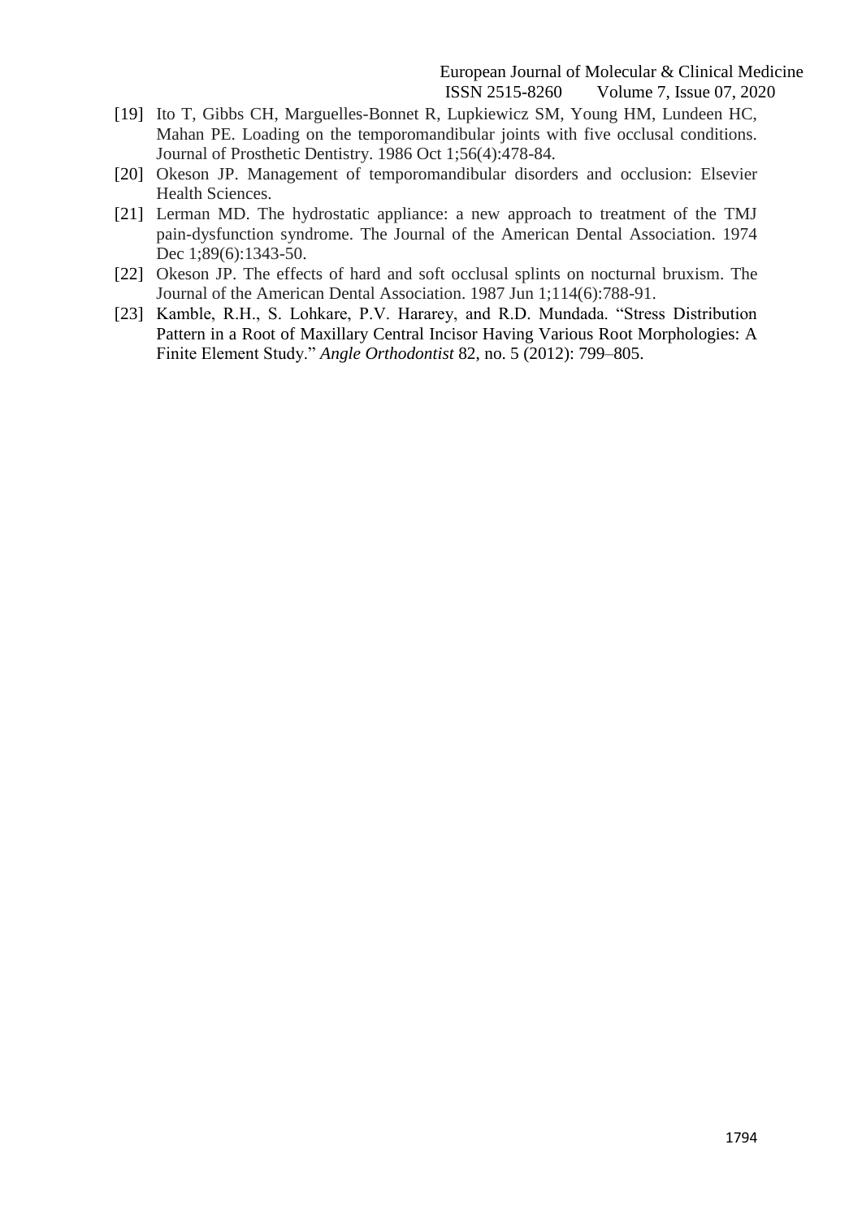[19] Ito T, Gibbs CH, Marguelles-Bonnet R, Lupkiewicz SM, Young HM, Lundeen HC, Mahan PE. Loading on the temporomandibular joints with five occlusal conditions. Journal of Prosthetic Dentistry. 1986 Oct 1;56(4):478-84.

[20] Okeson JP. Management of temporomandibular disorders and occlusion: Elsevier Health Sciences.

[21] Lerman MD. The hydrostatic appliance: a new approach to treatment of the TMJ pain-dysfunction syndrome. The Journal of the American Dental Association. 1974 Dec 1;89(6):1343-50.

[22] Okeson JP. The effects of hard and soft occlusal splints on nocturnal bruxism. The Journal of the American Dental Association. 1987 Jun 1;114(6):788-91.

[23] Kamble, R.H., S. Lohkare, P.V. Hararey, and R.D. Mundada. "Stress Distribution Pattern in a Root of Maxillary Central Incisor Having Various Root Morphologies: A Finite Element Study." *Angle Orthodontist* 82, no. 5 (2012): 799–805.